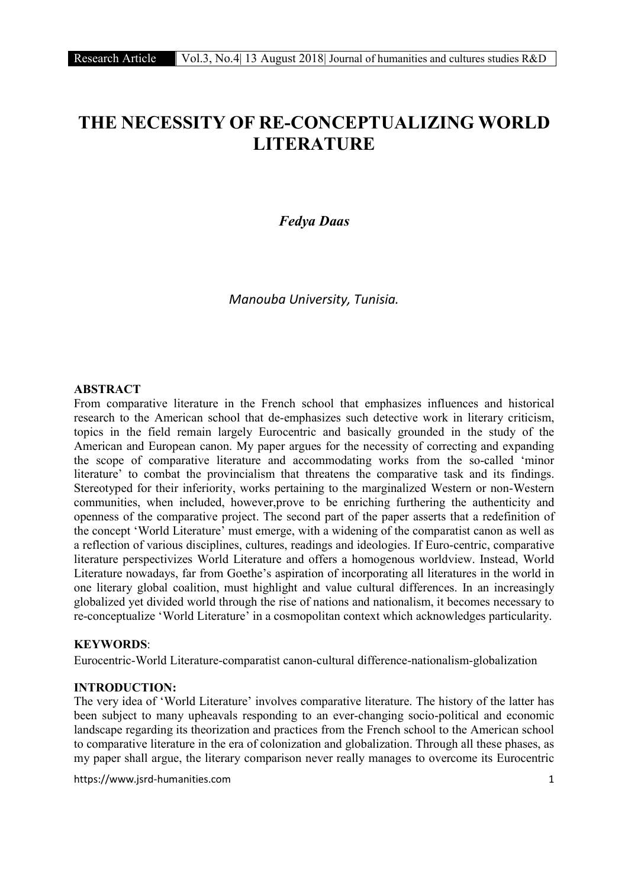# THE NECESSITY OF RE-CONCEPTUALIZING WORLD LITERATURE

***Fedya Daas***

*Manouba University, Tunisia.*

## ABSTRACT

From comparative literature in the French school that emphasizes influences and historical research to the American school that de-emphasizes such detective work in literary criticism, topics in the field remain largely Eurocentric and basically grounded in the study of the American and European canon. My paper argues for the necessity of correcting and expanding the scope of comparative literature and accommodating works from the so-called 'minor literature' to combat the provincialism that threatens the comparative task and its findings. Stereotyped for their inferiority, works pertaining to the marginalized Western or non-Western communities, when included, however,prove to be enriching furthering the authenticity and openness of the comparative project. The second part of the paper asserts that a redefinition of the concept 'World Literature' must emerge, with a widening of the comparatist canon as well as a reflection of various disciplines, cultures, readings and ideologies. If Euro-centric, comparative literature perspectivizes World Literature and offers a homogenous worldview. Instead, World Literature nowadays, far from Goethe's aspiration of incorporating all literatures in the world in one literary global coalition, must highlight and value cultural differences. In an increasingly globalized yet divided world through the rise of nations and nationalism, it becomes necessary to re-conceptualize 'World Literature' in a cosmopolitan context which acknowledges particularity.

**KEYWORDS**:

Eurocentric-World Literature-comparatist canon-cultural difference-nationalism-globalization

## INTRODUCTION:

The very idea of 'World Literature' involves comparative literature. The history of the latter has been subject to many upheavals responding to an ever-changing socio-political and economic landscape regarding its theorization and practices from the French school to the American school to comparative literature in the era of colonization and globalization. Through all these phases, as my paper shall argue, the literary comparison never really manages to overcome its Eurocentric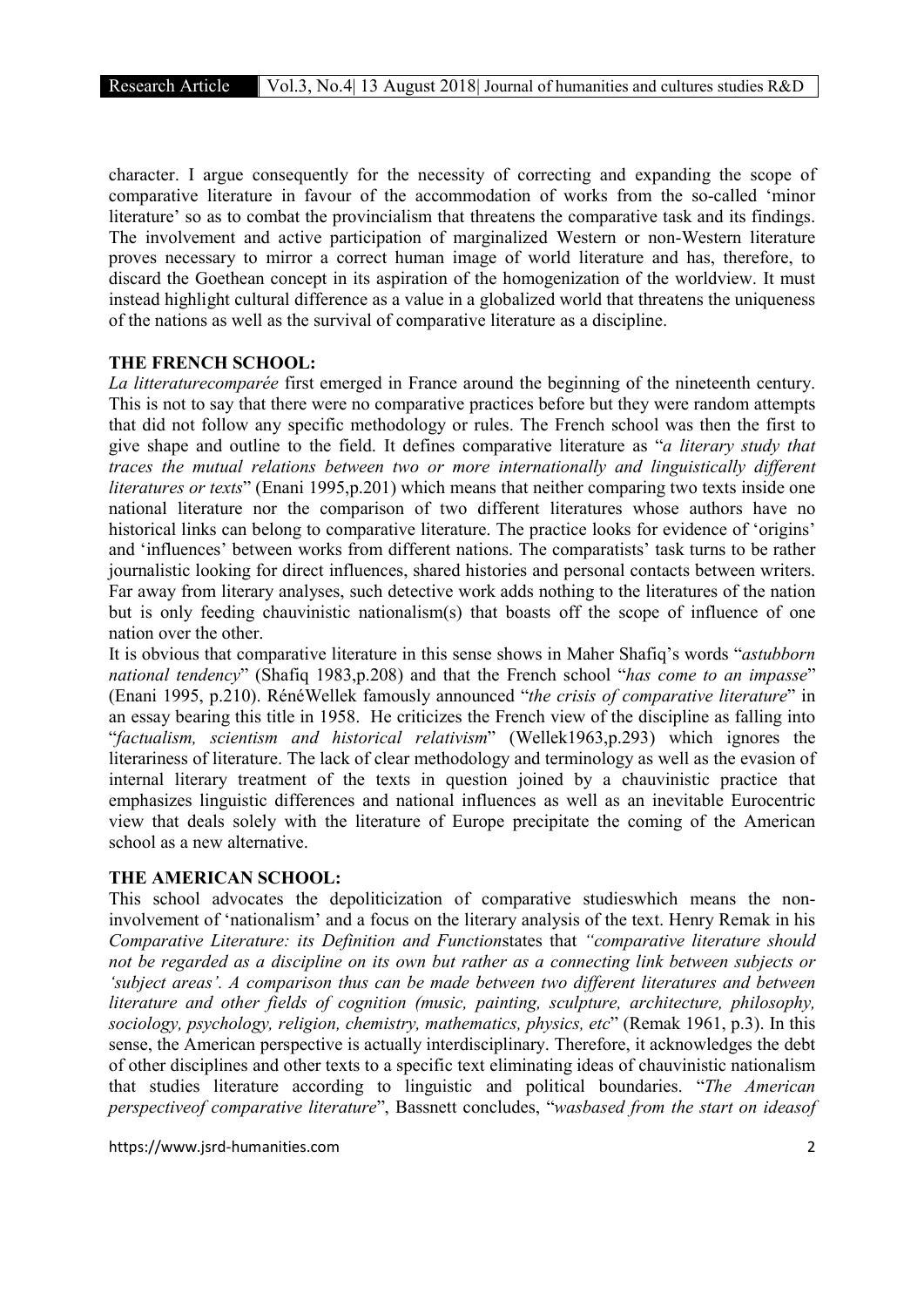character. I argue consequently for the necessity of correcting and expanding the scope of comparative literature in favour of the accommodation of works from the so-called 'minor literature' so as to combat the provincialism that threatens the comparative task and its findings. The involvement and active participation of marginalized Western or non-Western literature proves necessary to mirror a correct human image of world literature and has, therefore, to discard the Goethean concept in its aspiration of the homogenization of the worldview. It must instead highlight cultural difference as a value in a globalized world that threatens the uniqueness of the nations as well as the survival of comparative literature as a discipline.

## THE FRENCH SCHOOL:

*La litteraturecomparée* first emerged in France around the beginning of the nineteenth century. This is not to say that there were no comparative practices before but they were random attempts that did not follow any specific methodology or rules. The French school was then the first to give shape and outline to the field. It defines comparative literature as "*a literary study that traces the mutual relations between two or more internationally and linguistically different literatures or texts*" (Enani 1995,p.201) which means that neither comparing two texts inside one national literature nor the comparison of two different literatures whose authors have no historical links can belong to comparative literature. The practice looks for evidence of 'origins' and 'influences' between works from different nations. The comparatists' task turns to be rather journalistic looking for direct influences, shared histories and personal contacts between writers. Far away from literary analyses, such detective work adds nothing to the literatures of the nation but is only feeding chauvinistic nationalism(s) that boasts off the scope of influence of one nation over the other.

It is obvious that comparative literature in this sense shows in Maher Shafiq's words "*astubborn national tendency*" (Shafiq 1983,p.208) and that the French school "*has come to an impasse*" (Enani 1995, p.210). RénéWellek famously announced "*the crisis of comparative literature*" in an essay bearing this title in 1958. He criticizes the French view of the discipline as falling into "*factualism, scientism and historical relativism*" (Wellek1963,p.293) which ignores the literariness of literature. The lack of clear methodology and terminology as well as the evasion of internal literary treatment of the texts in question joined by a chauvinistic practice that emphasizes linguistic differences and national influences as well as an inevitable Eurocentric view that deals solely with the literature of Europe precipitate the coming of the American school as a new alternative.

## THE AMERICAN SCHOOL:

This school advocates the depoliticization of comparative studieswhich means the non-involvement of 'nationalism' and a focus on the literary analysis of the text. Henry Remak in his *Comparative Literature: its Definition and Function*states that *"comparative literature should not be regarded as a discipline on its own but rather as a connecting link between subjects or 'subject areas'. A comparison thus can be made between two different literatures and between literature and other fields of cognition (music, painting, sculpture, architecture, philosophy, sociology, psychology, religion, chemistry, mathematics, physics, etc*" (Remak 1961, p.3). In this sense, the American perspective is actually interdisciplinary. Therefore, it acknowledges the debt of other disciplines and other texts to a specific text eliminating ideas of chauvinistic nationalism that studies literature according to linguistic and political boundaries. "*The American perspectiveof comparative literature*", Bassnett concludes, "*wasbased from the start on ideasof*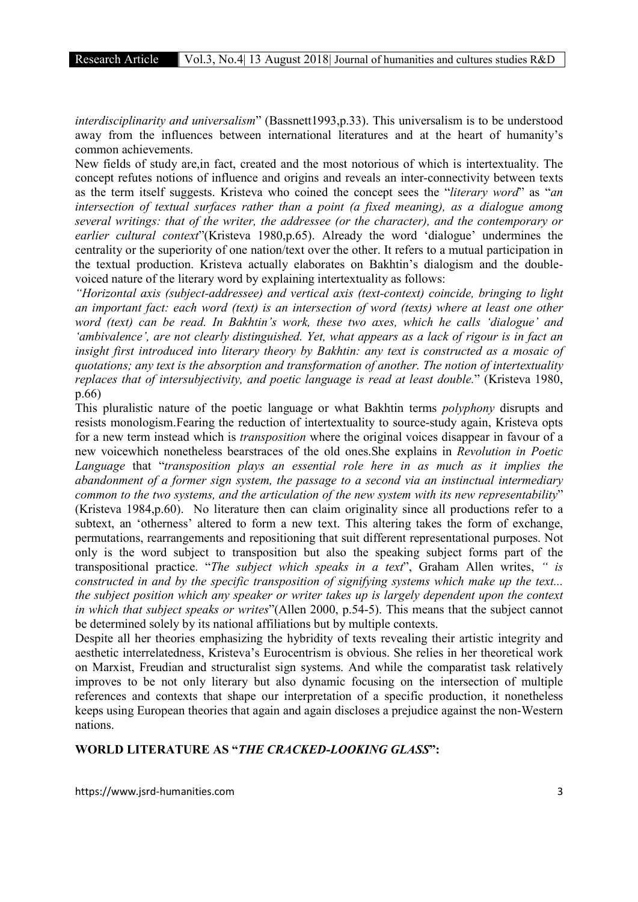*interdisciplinarity and universalism*" (Bassnett1993,p.33). This universalism is to be understood away from the influences between international literatures and at the heart of humanity's common achievements.

New fields of study are,in fact, created and the most notorious of which is intertextuality. The concept refutes notions of influence and origins and reveals an inter-connectivity between texts as the term itself suggests. Kristeva who coined the concept sees the "*literary word*" as "*an intersection of textual surfaces rather than a point (a fixed meaning), as a dialogue among several writings: that of the writer, the addressee (or the character), and the contemporary or earlier cultural context*"(Kristeva 1980,p.65). Already the word 'dialogue' undermines the centrality or the superiority of one nation/text over the other. It refers to a mutual participation in the textual production. Kristeva actually elaborates on Bakhtin's dialogism and the double-voiced nature of the literary word by explaining intertextuality as follows:

*"Horizontal axis (subject-addressee) and vertical axis (text-context) coincide, bringing to light an important fact: each word (text) is an intersection of word (texts) where at least one other word (text) can be read. In Bakhtin's work, these two axes, which he calls 'dialogue' and 'ambivalence', are not clearly distinguished. Yet, what appears as a lack of rigour is in fact an insight first introduced into literary theory by Bakhtin: any text is constructed as a mosaic of quotations; any text is the absorption and transformation of another. The notion of intertextuality replaces that of intersubjectivity, and poetic language is read at least double.*" (Kristeva 1980, p.66)

This pluralistic nature of the poetic language or what Bakhtin terms *polyphony* disrupts and resists monologism.Fearing the reduction of intertextuality to source-study again, Kristeva opts for a new term instead which is *transposition* where the original voices disappear in favour of a new voicewhich nonetheless bearstraces of the old ones.She explains in *Revolution in Poetic Language* that "*transposition plays an essential role here in as much as it implies the abandonment of a former sign system, the passage to a second via an instinctual intermediary common to the two systems, and the articulation of the new system with its new representability*" (Kristeva 1984,p.60). No literature then can claim originality since all productions refer to a subtext, an 'otherness' altered to form a new text. This altering takes the form of exchange, permutations, rearrangements and repositioning that suit different representational purposes. Not only is the word subject to transposition but also the speaking subject forms part of the transpositional practice. "*The subject which speaks in a text*", Graham Allen writes, *" is constructed in and by the specific transposition of signifying systems which make up the text... the subject position which any speaker or writer takes up is largely dependent upon the context in which that subject speaks or writes*"(Allen 2000, p.54-5). This means that the subject cannot be determined solely by its national affiliations but by multiple contexts.

Despite all her theories emphasizing the hybridity of texts revealing their artistic integrity and aesthetic interrelatedness, Kristeva's Eurocentrism is obvious. She relies in her theoretical work on Marxist, Freudian and structuralist sign systems. And while the comparatist task relatively improves to be not only literary but also dynamic focusing on the intersection of multiple references and contexts that shape our interpretation of a specific production, it nonetheless keeps using European theories that again and again discloses a prejudice against the non-Western nations.

## WORLD LITERATURE AS "*THE CRACKED-LOOKING GLASS*":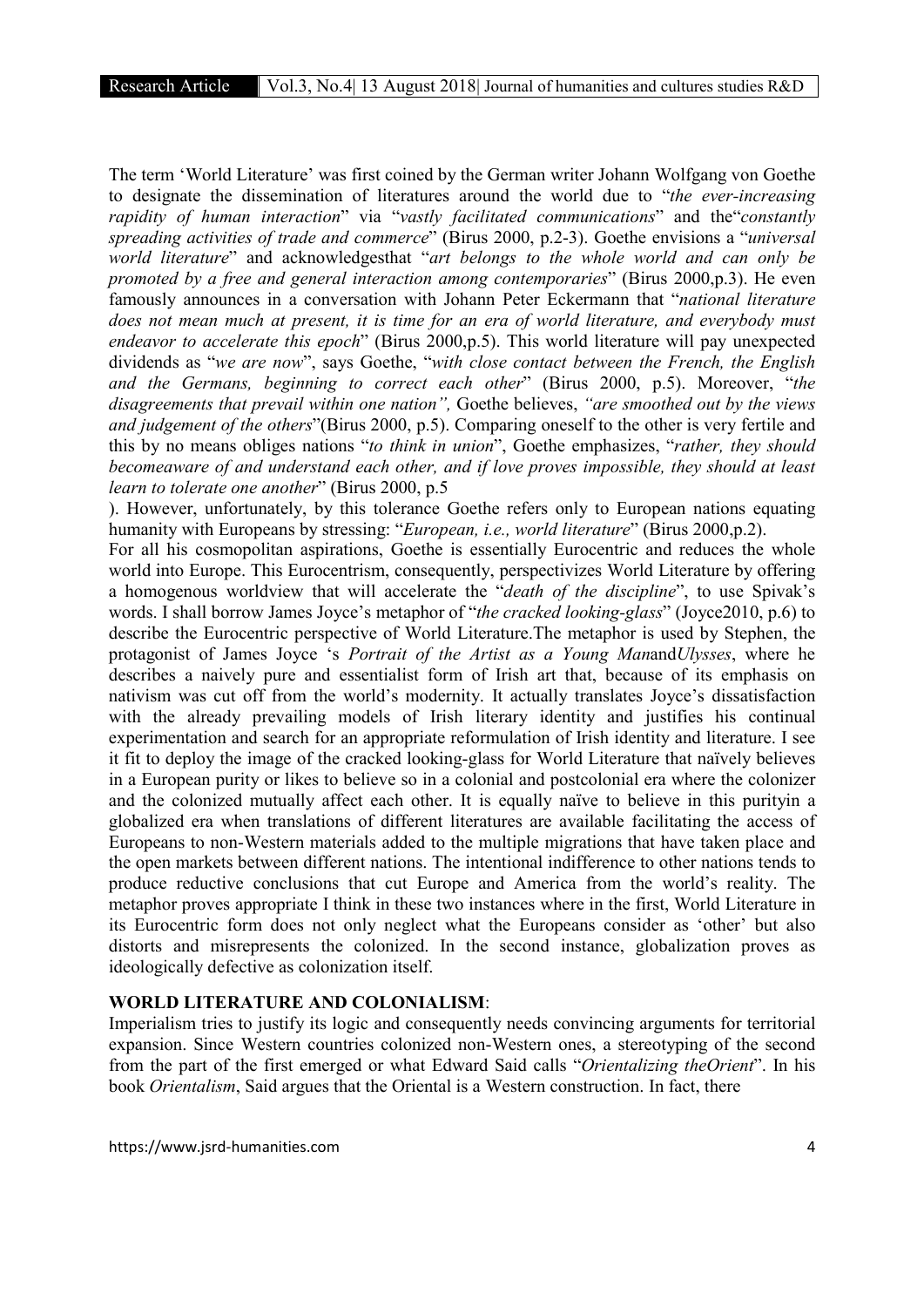The term 'World Literature' was first coined by the German writer Johann Wolfgang von Goethe to designate the dissemination of literatures around the world due to "*the ever-increasing rapidity of human interaction*" via "*vastly facilitated communications*" and the"*constantly spreading activities of trade and commerce*" (Birus 2000, p.2-3). Goethe envisions a "*universal world literature*" and acknowledgesthat "*art belongs to the whole world and can only be promoted by a free and general interaction among contemporaries*" (Birus 2000,p.3). He even famously announces in a conversation with Johann Peter Eckermann that "*national literature does not mean much at present, it is time for an era of world literature, and everybody must endeavor to accelerate this epoch*" (Birus 2000,p.5). This world literature will pay unexpected dividends as "*we are now*", says Goethe, "*with close contact between the French, the English and the Germans, beginning to correct each other*" (Birus 2000, p.5). Moreover, "*the disagreements that prevail within one nation",* Goethe believes, *"are smoothed out by the views and judgement of the others*"(Birus 2000, p.5). Comparing oneself to the other is very fertile and this by no means obliges nations "*to think in union*", Goethe emphasizes, "*rather, they should becomeaware of and understand each other, and if love proves impossible, they should at least learn to tolerate one another*" (Birus 2000, p.5

). However, unfortunately, by this tolerance Goethe refers only to European nations equating humanity with Europeans by stressing: "*European, i.e., world literature*" (Birus 2000,p.2).

For all his cosmopolitan aspirations, Goethe is essentially Eurocentric and reduces the whole world into Europe. This Eurocentrism, consequently, perspectivizes World Literature by offering a homogenous worldview that will accelerate the "*death of the discipline*", to use Spivak's words. I shall borrow James Joyce's metaphor of "*the cracked looking-glass*" (Joyce2010, p.6) to describe the Eurocentric perspective of World Literature.The metaphor is used by Stephen, the protagonist of James Joyce 's *Portrait of the Artist as a Young Man*and*Ulysses*, where he describes a naively pure and essentialist form of Irish art that, because of its emphasis on nativism was cut off from the world's modernity. It actually translates Joyce's dissatisfaction with the already prevailing models of Irish literary identity and justifies his continual experimentation and search for an appropriate reformulation of Irish identity and literature. I see it fit to deploy the image of the cracked looking-glass for World Literature that naïvely believes in a European purity or likes to believe so in a colonial and postcolonial era where the colonizer and the colonized mutually affect each other. It is equally naïve to believe in this purityin a globalized era when translations of different literatures are available facilitating the access of Europeans to non-Western materials added to the multiple migrations that have taken place and the open markets between different nations. The intentional indifference to other nations tends to produce reductive conclusions that cut Europe and America from the world's reality. The metaphor proves appropriate I think in these two instances where in the first, World Literature in its Eurocentric form does not only neglect what the Europeans consider as 'other' but also distorts and misrepresents the colonized. In the second instance, globalization proves as ideologically defective as colonization itself.

**WORLD LITERATURE AND COLONIALISM**:

Imperialism tries to justify its logic and consequently needs convincing arguments for territorial expansion. Since Western countries colonized non-Western ones, a stereotyping of the second from the part of the first emerged or what Edward Said calls "*Orientalizing theOrient*". In his book *Orientalism*, Said argues that the Oriental is a Western construction. In fact, there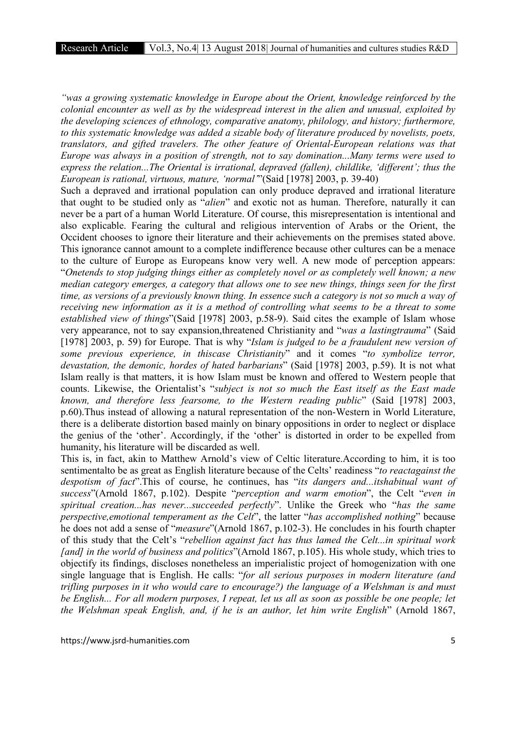*"was a growing systematic knowledge in Europe about the Orient, knowledge reinforced by the colonial encounter as well as by the widespread interest in the alien and unusual, exploited by the developing sciences of ethnology, comparative anatomy, philology, and history; furthermore, to this systematic knowledge was added a sizable body of literature produced by novelists, poets, translators, and gifted travelers. The other feature of Oriental-European relations was that Europe was always in a position of strength, not to say domination...Many terms were used to express the relation...The Oriental is irrational, depraved (fallen), childlike, 'different'; thus the European is rational, virtuous, mature, 'normal'"*(Said [1978] 2003, p. 39-40)

Such a depraved and irrational population can only produce depraved and irrational literature that ought to be studied only as "*alien*" and exotic not as human. Therefore, naturally it can never be a part of a human World Literature. Of course, this misrepresentation is intentional and also explicable. Fearing the cultural and religious intervention of Arabs or the Orient, the Occident chooses to ignore their literature and their achievements on the premises stated above. This ignorance cannot amount to a complete indifference because other cultures can be a menace to the culture of Europe as Europeans know very well. A new mode of perception appears: "*Onetends to stop judging things either as completely novel or as completely well known; a new median category emerges, a category that allows one to see new things, things seen for the first time, as versions of a previously known thing. In essence such a category is not so much a way of receiving new information as it is a method of controlling what seems to be a threat to some established view of things*"(Said [1978] 2003, p.58-9). Said cites the example of Islam whose very appearance, not to say expansion,threatened Christianity and "*was a lastingtrauma*" (Said [1978] 2003, p. 59) for Europe. That is why "*Islam is judged to be a fraudulent new version of some previous experience, in thiscase Christianity*" and it comes "*to symbolize terror, devastation, the demonic, hordes of hated barbarians*" (Said [1978] 2003, p.59). It is not what Islam really is that matters, it is how Islam must be known and offered to Western people that counts. Likewise, the Orientalist's "*subject is not so much the East itself as the East made known, and therefore less fearsome, to the Western reading public*" (Said [1978] 2003, p.60).Thus instead of allowing a natural representation of the non-Western in World Literature, there is a deliberate distortion based mainly on binary oppositions in order to neglect or displace the genius of the 'other'. Accordingly, if the 'other' is distorted in order to be expelled from humanity, his literature will be discarded as well.

This is, in fact, akin to Matthew Arnold's view of Celtic literature.According to him, it is too sentimentalto be as great as English literature because of the Celts' readiness "*to reactagainst the despotism of fact*".This of course, he continues, has "*its dangers and...itshabitual want of success*"(Arnold 1867, p.102). Despite "*perception and warm emotion*", the Celt "*even in spiritual creation...has never...succeeded perfectly*". Unlike the Greek who "*has the same perspective,emotional temperament as the Celt*", the latter "*has accomplished nothing*" because he does not add a sense of "*measure*"(Arnold 1867, p.102-3). He concludes in his fourth chapter of this study that the Celt's "*rebellion against fact has thus lamed the Celt...in spiritual work [and] in the world of business and politics*"(Arnold 1867, p.105). His whole study, which tries to objectify its findings, discloses nonetheless an imperialistic project of homogenization with one single language that is English. He calls: "*for all serious purposes in modern literature (and trifling purposes in it who would care to encourage?) the language of a Welshman is and must be English... For all modern purposes, I repeat, let us all as soon as possible be one people; let the Welshman speak English, and, if he is an author, let him write English*" (Arnold 1867,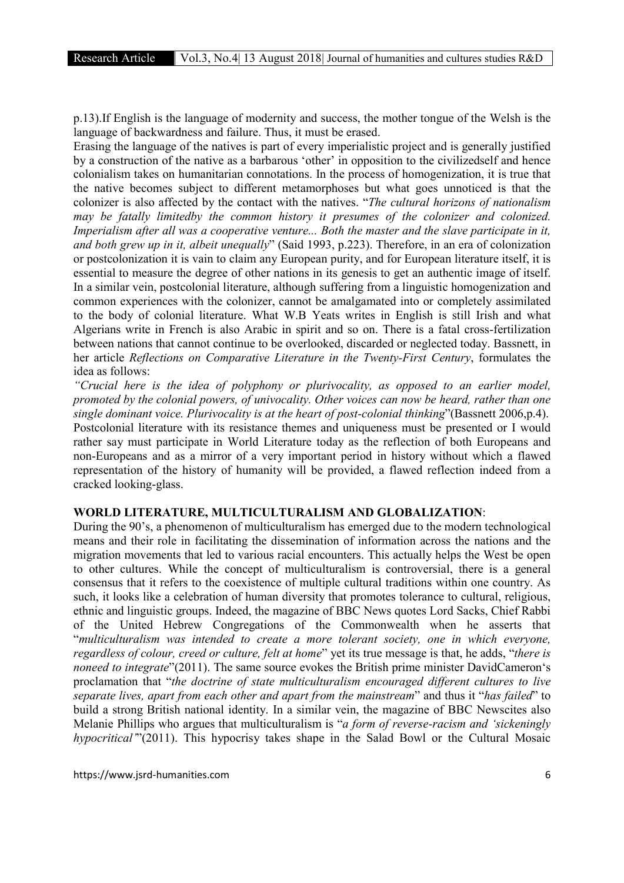p.13).If English is the language of modernity and success, the mother tongue of the Welsh is the language of backwardness and failure. Thus, it must be erased.

Erasing the language of the natives is part of every imperialistic project and is generally justified by a construction of the native as a barbarous 'other' in opposition to the civilizedself and hence colonialism takes on humanitarian connotations. In the process of homogenization, it is true that the native becomes subject to different metamorphoses but what goes unnoticed is that the colonizer is also affected by the contact with the natives. "*The cultural horizons of nationalism may be fatally limitedby the common history it presumes of the colonizer and colonized. Imperialism after all was a cooperative venture... Both the master and the slave participate in it, and both grew up in it, albeit unequally*" (Said 1993, p.223). Therefore, in an era of colonization or postcolonization it is vain to claim any European purity, and for European literature itself, it is essential to measure the degree of other nations in its genesis to get an authentic image of itself. In a similar vein, postcolonial literature, although suffering from a linguistic homogenization and common experiences with the colonizer, cannot be amalgamated into or completely assimilated to the body of colonial literature. What W.B Yeats writes in English is still Irish and what Algerians write in French is also Arabic in spirit and so on. There is a fatal cross-fertilization between nations that cannot continue to be overlooked, discarded or neglected today. Bassnett, in her article *Reflections on Comparative Literature in the Twenty-First Century*, formulates the idea as follows:

*"Crucial here is the idea of polyphony or plurivocality, as opposed to an earlier model, promoted by the colonial powers, of univocality. Other voices can now be heard, rather than one single dominant voice. Plurivocality is at the heart of post-colonial thinking*"(Bassnett 2006,p.4).

Postcolonial literature with its resistance themes and uniqueness must be presented or I would rather say must participate in World Literature today as the reflection of both Europeans and non-Europeans and as a mirror of a very important period in history without which a flawed representation of the history of humanity will be provided, a flawed reflection indeed from a cracked looking-glass.

**WORLD LITERATURE, MULTICULTURALISM AND GLOBALIZATION**:

During the 90's, a phenomenon of multiculturalism has emerged due to the modern technological means and their role in facilitating the dissemination of information across the nations and the migration movements that led to various racial encounters. This actually helps the West be open to other cultures. While the concept of multiculturalism is controversial, there is a general consensus that it refers to the coexistence of multiple cultural traditions within one country. As such, it looks like a celebration of human diversity that promotes tolerance to cultural, religious, ethnic and linguistic groups. Indeed, the magazine of BBC News quotes Lord Sacks, Chief Rabbi of the United Hebrew Congregations of the Commonwealth when he asserts that "*multiculturalism was intended to create a more tolerant society, one in which everyone, regardless of colour, creed or culture, felt at home*" yet its true message is that, he adds, "*there is noneed to integrate*"(2011). The same source evokes the British prime minister DavidCameron's proclamation that "*the doctrine of state multiculturalism encouraged different cultures to live separate lives, apart from each other and apart from the mainstream*" and thus it "*has failed*" to build a strong British national identity. In a similar vein, the magazine of BBC Newscites also Melanie Phillips who argues that multiculturalism is "*a form of reverse-racism and 'sickeningly hypocritical'*"(2011). This hypocrisy takes shape in the Salad Bowl or the Cultural Mosaic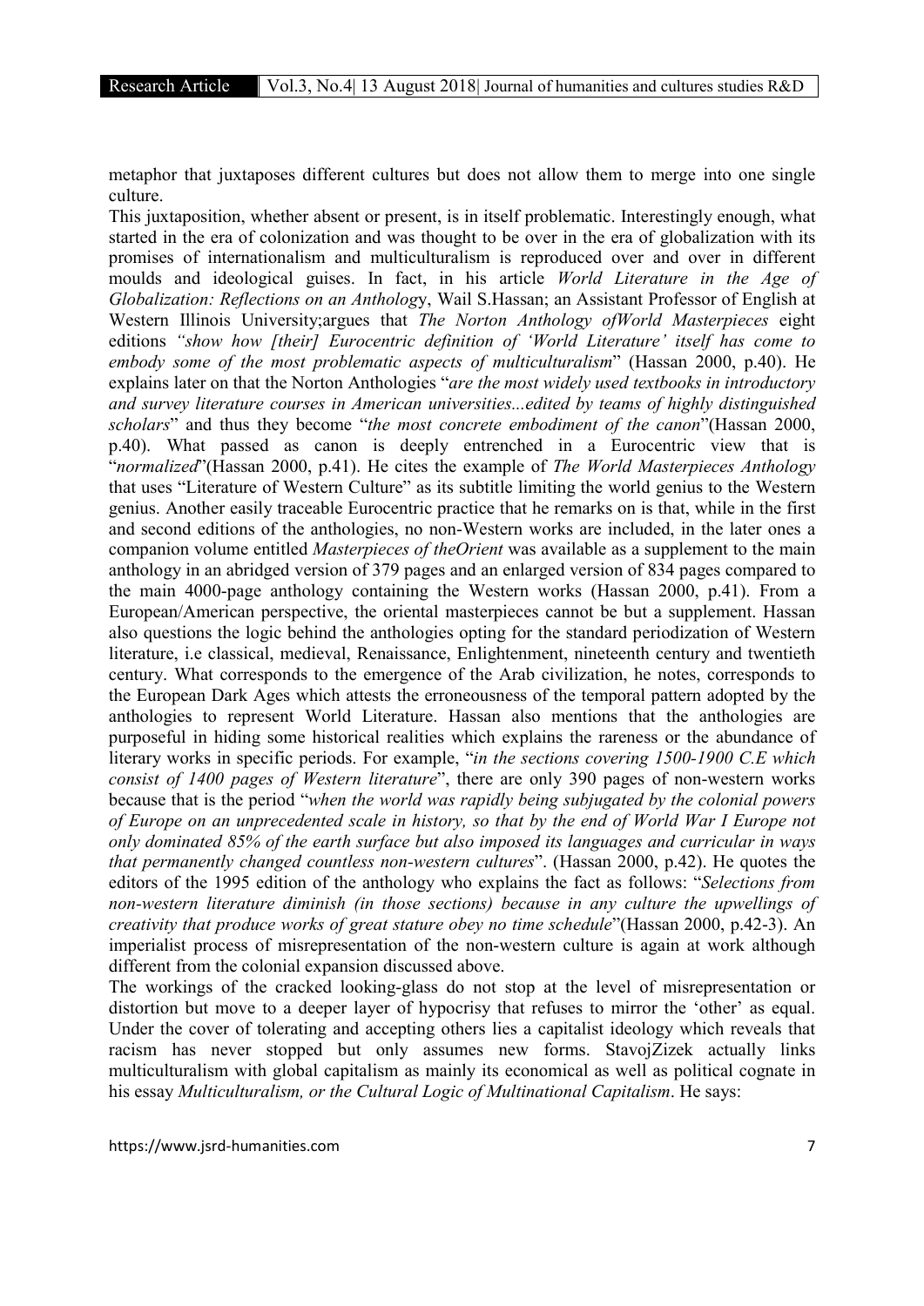metaphor that juxtaposes different cultures but does not allow them to merge into one single culture.

This juxtaposition, whether absent or present, is in itself problematic. Interestingly enough, what started in the era of colonization and was thought to be over in the era of globalization with its promises of internationalism and multiculturalism is reproduced over and over in different moulds and ideological guises. In fact, in his article *World Literature in the Age of Globalization: Reflections on an Anthology*, Wail S.Hassan; an Assistant Professor of English at Western Illinois University;argues that *The Norton Anthology ofWorld Masterpieces* eight editions *"show how [their] Eurocentric definition of 'World Literature' itself has come to embody some of the most problematic aspects of multiculturalism*" (Hassan 2000, p.40). He explains later on that the Norton Anthologies "*are the most widely used textbooks in introductory and survey literature courses in American universities...edited by teams of highly distinguished scholars*" and thus they become "*the most concrete embodiment of the canon*"(Hassan 2000, p.40). What passed as canon is deeply entrenched in a Eurocentric view that is "*normalized*"(Hassan 2000, p.41). He cites the example of *The World Masterpieces Anthology* that uses "Literature of Western Culture" as its subtitle limiting the world genius to the Western genius. Another easily traceable Eurocentric practice that he remarks on is that, while in the first and second editions of the anthologies, no non-Western works are included, in the later ones a companion volume entitled *Masterpieces of theOrient* was available as a supplement to the main anthology in an abridged version of 379 pages and an enlarged version of 834 pages compared to the main 4000-page anthology containing the Western works (Hassan 2000, p.41). From a European/American perspective, the oriental masterpieces cannot be but a supplement. Hassan also questions the logic behind the anthologies opting for the standard periodization of Western literature, i.e classical, medieval, Renaissance, Enlightenment, nineteenth century and twentieth century. What corresponds to the emergence of the Arab civilization, he notes, corresponds to the European Dark Ages which attests the erroneousness of the temporal pattern adopted by the anthologies to represent World Literature. Hassan also mentions that the anthologies are purposeful in hiding some historical realities which explains the rareness or the abundance of literary works in specific periods. For example, "*in the sections covering 1500-1900 C.E which consist of 1400 pages of Western literature*", there are only 390 pages of non-western works because that is the period "*when the world was rapidly being subjugated by the colonial powers of Europe on an unprecedented scale in history, so that by the end of World War I Europe not only dominated 85% of the earth surface but also imposed its languages and curricular in ways that permanently changed countless non-western cultures*". (Hassan 2000, p.42). He quotes the editors of the 1995 edition of the anthology who explains the fact as follows: "*Selections from non-western literature diminish (in those sections) because in any culture the upwellings of creativity that produce works of great stature obey no time schedule*"(Hassan 2000, p.42-3). An imperialist process of misrepresentation of the non-western culture is again at work although different from the colonial expansion discussed above.

The workings of the cracked looking-glass do not stop at the level of misrepresentation or distortion but move to a deeper layer of hypocrisy that refuses to mirror the 'other' as equal. Under the cover of tolerating and accepting others lies a capitalist ideology which reveals that racism has never stopped but only assumes new forms. StavojZizek actually links multiculturalism with global capitalism as mainly its economical as well as political cognate in his essay *Multiculturalism, or the Cultural Logic of Multinational Capitalism*. He says: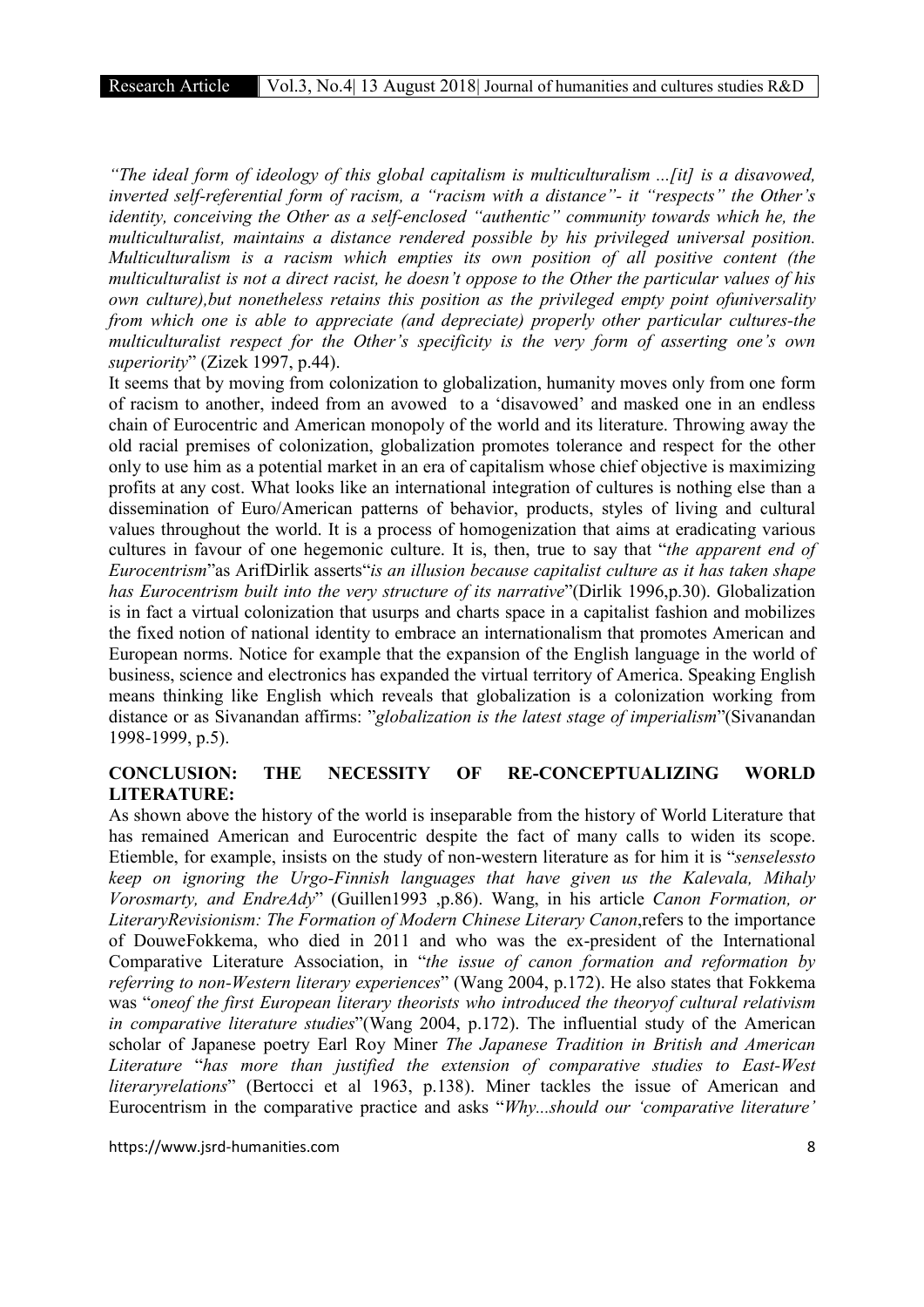*"The ideal form of ideology of this global capitalism is multiculturalism ...[it] is a disavowed, inverted self-referential form of racism, a "racism with a distance"- it "respects" the Other's identity, conceiving the Other as a self-enclosed "authentic" community towards which he, the multiculturalist, maintains a distance rendered possible by his privileged universal position. Multiculturalism is a racism which empties its own position of all positive content (the multiculturalist is not a direct racist, he doesn't oppose to the Other the particular values of his own culture),but nonetheless retains this position as the privileged empty point ofuniversality from which one is able to appreciate (and depreciate) properly other particular cultures-the multiculturalist respect for the Other's specificity is the very form of asserting one's own superiority*" (Zizek 1997, p.44).

It seems that by moving from colonization to globalization, humanity moves only from one form of racism to another, indeed from an avowed to a 'disavowed' and masked one in an endless chain of Eurocentric and American monopoly of the world and its literature. Throwing away the old racial premises of colonization, globalization promotes tolerance and respect for the other only to use him as a potential market in an era of capitalism whose chief objective is maximizing profits at any cost. What looks like an international integration of cultures is nothing else than a dissemination of Euro/American patterns of behavior, products, styles of living and cultural values throughout the world. It is a process of homogenization that aims at eradicating various cultures in favour of one hegemonic culture. It is, then, true to say that "*the apparent end of Eurocentrism*"as ArifDirlik asserts"*is an illusion because capitalist culture as it has taken shape has Eurocentrism built into the very structure of its narrative*"(Dirlik 1996,p.30). Globalization is in fact a virtual colonization that usurps and charts space in a capitalist fashion and mobilizes the fixed notion of national identity to embrace an internationalism that promotes American and European norms. Notice for example that the expansion of the English language in the world of business, science and electronics has expanded the virtual territory of America. Speaking English means thinking like English which reveals that globalization is a colonization working from distance or as Sivanandan affirms: "*globalization is the latest stage of imperialism*"(Sivanandan 1998-1999, p.5).

## CONCLUSION: THE NECESSITY OF RE-CONCEPTUALIZING WORLD LITERATURE:

As shown above the history of the world is inseparable from the history of World Literature that has remained American and Eurocentric despite the fact of many calls to widen its scope. Etiemble, for example, insists on the study of non-western literature as for him it is "*senselessto keep on ignoring the Urgo-Finnish languages that have given us the Kalevala, Mihaly Vorosmarty, and EndreAdy*" (Guillen1993 ,p.86). Wang, in his article *Canon Formation, or LiteraryRevisionism: The Formation of Modern Chinese Literary Canon*,refers to the importance of DouweFokkema, who died in 2011 and who was the ex-president of the International Comparative Literature Association, in "*the issue of canon formation and reformation by referring to non-Western literary experiences*" (Wang 2004, p.172). He also states that Fokkema was "*oneof the first European literary theorists who introduced the theoryof cultural relativism in comparative literature studies*"(Wang 2004, p.172). The influential study of the American scholar of Japanese poetry Earl Roy Miner *The Japanese Tradition in British and American Literature* "*has more than justified the extension of comparative studies to East-West literaryrelations*" (Bertocci et al 1963, p.138). Miner tackles the issue of American and Eurocentrism in the comparative practice and asks "*Why...should our 'comparative literature'*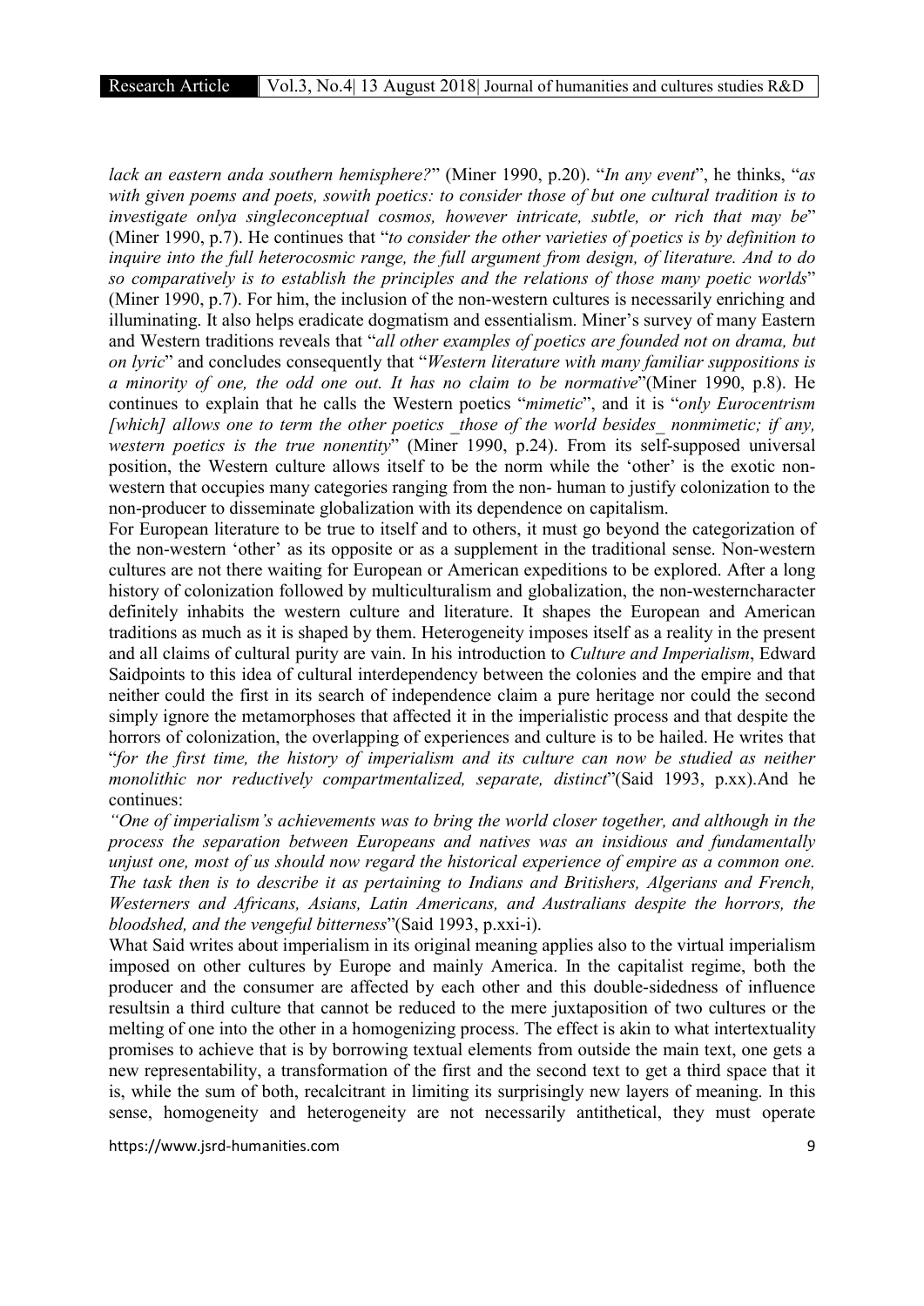*lack an eastern anda southern hemisphere?*" (Miner 1990, p.20). "*In any event*", he thinks, "*as with given poems and poets, sowith poetics: to consider those of but one cultural tradition is to investigate onlya singleconceptual cosmos, however intricate, subtle, or rich that may be*" (Miner 1990, p.7). He continues that "*to consider the other varieties of poetics is by definition to inquire into the full heterocosmic range, the full argument from design, of literature. And to do so comparatively is to establish the principles and the relations of those many poetic worlds*" (Miner 1990, p.7). For him, the inclusion of the non-western cultures is necessarily enriching and illuminating. It also helps eradicate dogmatism and essentialism. Miner's survey of many Eastern and Western traditions reveals that "*all other examples of poetics are founded not on drama, but on lyric*" and concludes consequently that "*Western literature with many familiar suppositions is a minority of one, the odd one out. It has no claim to be normative*"(Miner 1990, p.8). He continues to explain that he calls the Western poetics "*mimetic*", and it is "*only Eurocentrism [which] allows one to term the other poetics _those of the world besides_ nonmimetic; if any, western poetics is the true nonentity*" (Miner 1990, p.24). From its self-supposed universal position, the Western culture allows itself to be the norm while the 'other' is the exotic non-western that occupies many categories ranging from the non- human to justify colonization to the non-producer to disseminate globalization with its dependence on capitalism.

For European literature to be true to itself and to others, it must go beyond the categorization of the non-western 'other' as its opposite or as a supplement in the traditional sense. Non-western cultures are not there waiting for European or American expeditions to be explored. After a long history of colonization followed by multiculturalism and globalization, the non-westerncharacter definitely inhabits the western culture and literature. It shapes the European and American traditions as much as it is shaped by them. Heterogeneity imposes itself as a reality in the present and all claims of cultural purity are vain. In his introduction to *Culture and Imperialism*, Edward Saidpoints to this idea of cultural interdependency between the colonies and the empire and that neither could the first in its search of independence claim a pure heritage nor could the second simply ignore the metamorphoses that affected it in the imperialistic process and that despite the horrors of colonization, the overlapping of experiences and culture is to be hailed. He writes that "*for the first time, the history of imperialism and its culture can now be studied as neither monolithic nor reductively compartmentalized, separate, distinct*"(Said 1993, p.xx).And he continues:

*"One of imperialism's achievements was to bring the world closer together, and although in the process the separation between Europeans and natives was an insidious and fundamentally unjust one, most of us should now regard the historical experience of empire as a common one. The task then is to describe it as pertaining to Indians and Britishers, Algerians and French, Westerners and Africans, Asians, Latin Americans, and Australians despite the horrors, the bloodshed, and the vengeful bitterness*"(Said 1993, p.xxi-i).

What Said writes about imperialism in its original meaning applies also to the virtual imperialism imposed on other cultures by Europe and mainly America. In the capitalist regime, both the producer and the consumer are affected by each other and this double-sidedness of influence resultsin a third culture that cannot be reduced to the mere juxtaposition of two cultures or the melting of one into the other in a homogenizing process. The effect is akin to what intertextuality promises to achieve that is by borrowing textual elements from outside the main text, one gets a new representability, a transformation of the first and the second text to get a third space that it is, while the sum of both, recalcitrant in limiting its surprisingly new layers of meaning. In this sense, homogeneity and heterogeneity are not necessarily antithetical, they must operate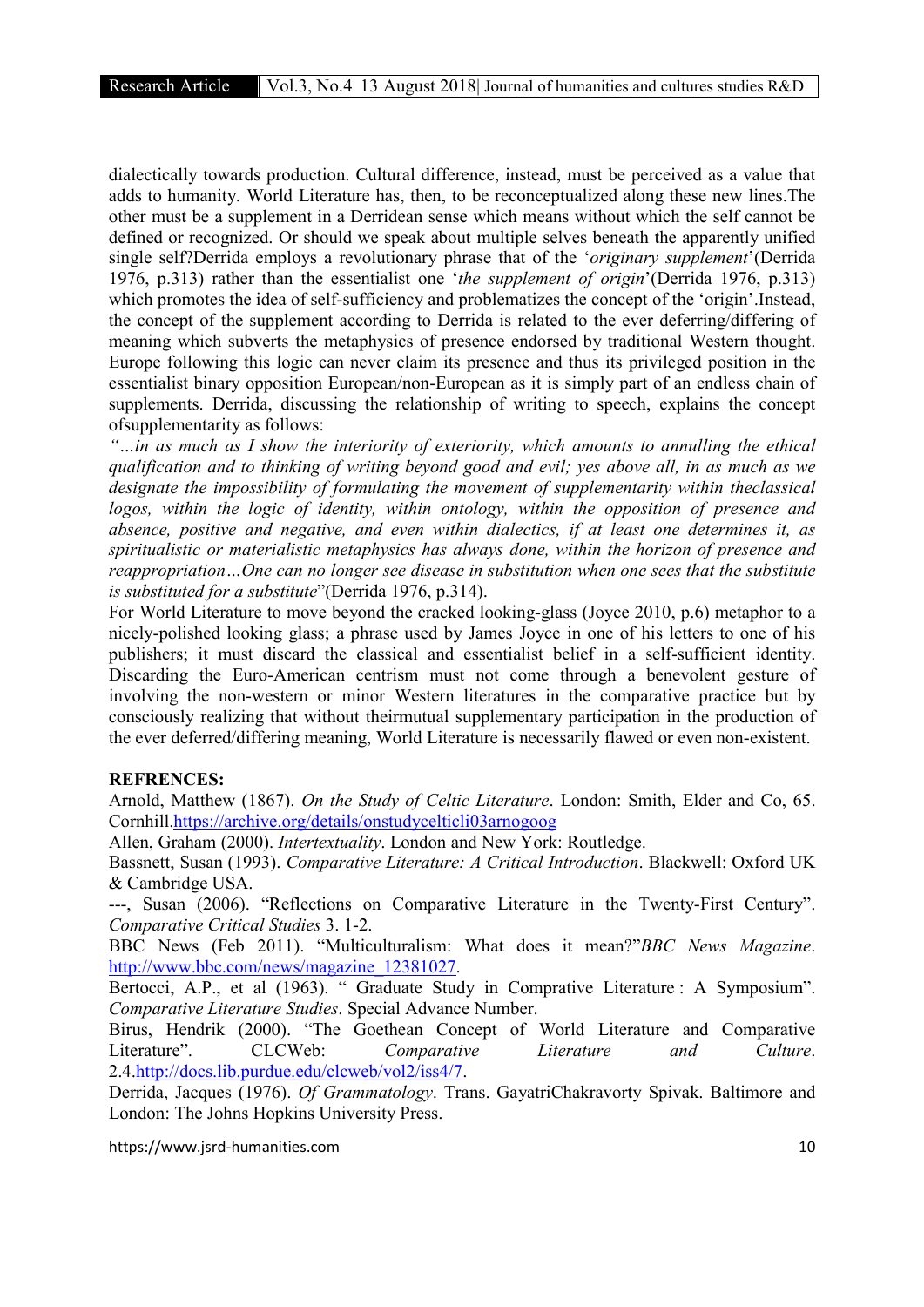dialectically towards production. Cultural difference, instead, must be perceived as a value that adds to humanity. World Literature has, then, to be reconceptualized along these new lines.The other must be a supplement in a Derridean sense which means without which the self cannot be defined or recognized. Or should we speak about multiple selves beneath the apparently unified single self?Derrida employs a revolutionary phrase that of the '*originary supplement*'(Derrida 1976, p.313) rather than the essentialist one '*the supplement of origin*'(Derrida 1976, p.313) which promotes the idea of self-sufficiency and problematizes the concept of the 'origin'.Instead, the concept of the supplement according to Derrida is related to the ever deferring/differing of meaning which subverts the metaphysics of presence endorsed by traditional Western thought. Europe following this logic can never claim its presence and thus its privileged position in the essentialist binary opposition European/non-European as it is simply part of an endless chain of supplements. Derrida, discussing the relationship of writing to speech, explains the concept ofsupplementarity as follows:

*"…in as much as I show the interiority of exteriority, which amounts to annulling the ethical qualification and to thinking of writing beyond good and evil; yes above all, in as much as we designate the impossibility of formulating the movement of supplementarity within theclassical logos, within the logic of identity, within ontology, within the opposition of presence and absence, positive and negative, and even within dialectics, if at least one determines it, as spiritualistic or materialistic metaphysics has always done, within the horizon of presence and reappropriation…One can no longer see disease in substitution when one sees that the substitute is substituted for a substitute*"(Derrida 1976, p.314).

For World Literature to move beyond the cracked looking-glass (Joyce 2010, p.6) metaphor to a nicely-polished looking glass; a phrase used by James Joyce in one of his letters to one of his publishers; it must discard the classical and essentialist belief in a self-sufficient identity. Discarding the Euro-American centrism must not come through a benevolent gesture of involving the non-western or minor Western literatures in the comparative practice but by consciously realizing that without theirmutual supplementary participation in the production of the ever deferred/differing meaning, World Literature is necessarily flawed or even non-existent.

**REFRENCES:**

Arnold, Matthew (1867). *On the Study of Celtic Literature*. London: Smith, Elder and Co, 65. Cornhill.https://archive.org/details/onstudycelticli03arnogoog

Allen, Graham (2000). *Intertextuality*. London and New York: Routledge.

Bassnett, Susan (1993). *Comparative Literature: A Critical Introduction*. Blackwell: Oxford UK & Cambridge USA.

---, Susan (2006). "Reflections on Comparative Literature in the Twenty-First Century". *Comparative Critical Studies* 3. 1-2.

BBC News (Feb 2011). "Multiculturalism: What does it mean?"*BBC News Magazine*. http://www.bbc.com/news/magazine_12381027.

Bertocci, A.P., et al (1963). " Graduate Study in Comprative Literature : A Symposium". *Comparative Literature Studies*. Special Advance Number.

Birus, Hendrik (2000). "The Goethean Concept of World Literature and Comparative Literature". CLCWeb: *Comparative Literature and Culture*. 2.4.http://docs.lib.purdue.edu/clcweb/vol2/iss4/7.

Derrida, Jacques (1976). *Of Grammatology*. Trans. GayatriChakravorty Spivak. Baltimore and London: The Johns Hopkins University Press.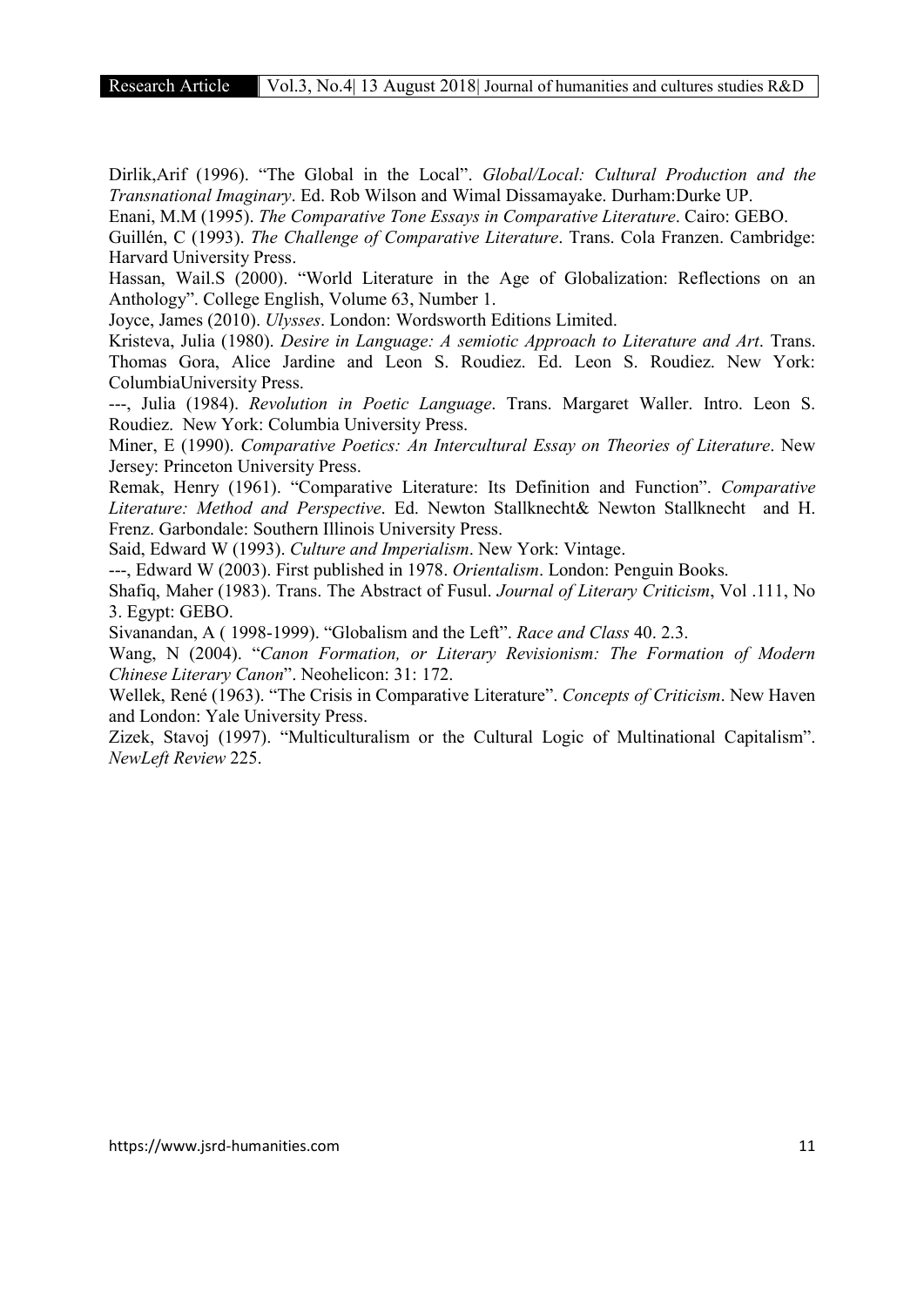Dirlik,Arif (1996). "The Global in the Local". *Global/Local: Cultural Production and the Transnational Imaginary*. Ed. Rob Wilson and Wimal Dissamayake. Durham:Durke UP.

Enani, M.M (1995). *The Comparative Tone Essays in Comparative Literature*. Cairo: GEBO.

Guillén, C (1993). *The Challenge of Comparative Literature*. Trans. Cola Franzen. Cambridge: Harvard University Press.

Hassan, Wail.S (2000). "World Literature in the Age of Globalization: Reflections on an Anthology". College English, Volume 63, Number 1.

Joyce, James (2010). *Ulysses*. London: Wordsworth Editions Limited.

Kristeva, Julia (1980). *Desire in Language: A semiotic Approach to Literature and Art*. Trans. Thomas Gora, Alice Jardine and Leon S. Roudiez. Ed. Leon S. Roudiez. New York: ColumbiaUniversity Press.

---, Julia (1984). *Revolution in Poetic Language*. Trans. Margaret Waller. Intro. Leon S. Roudiez. New York: Columbia University Press.

Miner, E (1990). *Comparative Poetics: An Intercultural Essay on Theories of Literature*. New Jersey: Princeton University Press.

Remak, Henry (1961). "Comparative Literature: Its Definition and Function". *Comparative Literature: Method and Perspective*. Ed. Newton Stallknecht& Newton Stallknecht and H. Frenz. Garbondale: Southern Illinois University Press.

Said, Edward W (1993). *Culture and Imperialism*. New York: Vintage.

---, Edward W (2003). First published in 1978. *Orientalism*. London: Penguin Books.

Shafiq, Maher (1983). Trans. The Abstract of Fusul. *Journal of Literary Criticism*, Vol .111, No 3. Egypt: GEBO.

Sivanandan, A ( 1998-1999). "Globalism and the Left". *Race and Class* 40. 2.3.

Wang, N (2004). "*Canon Formation, or Literary Revisionism: The Formation of Modern Chinese Literary Canon*". Neohelicon: 31: 172.

Wellek, René (1963). "The Crisis in Comparative Literature". *Concepts of Criticism*. New Haven and London: Yale University Press.

Zizek, Stavoj (1997). "Multiculturalism or the Cultural Logic of Multinational Capitalism". *NewLeft Review* 225.